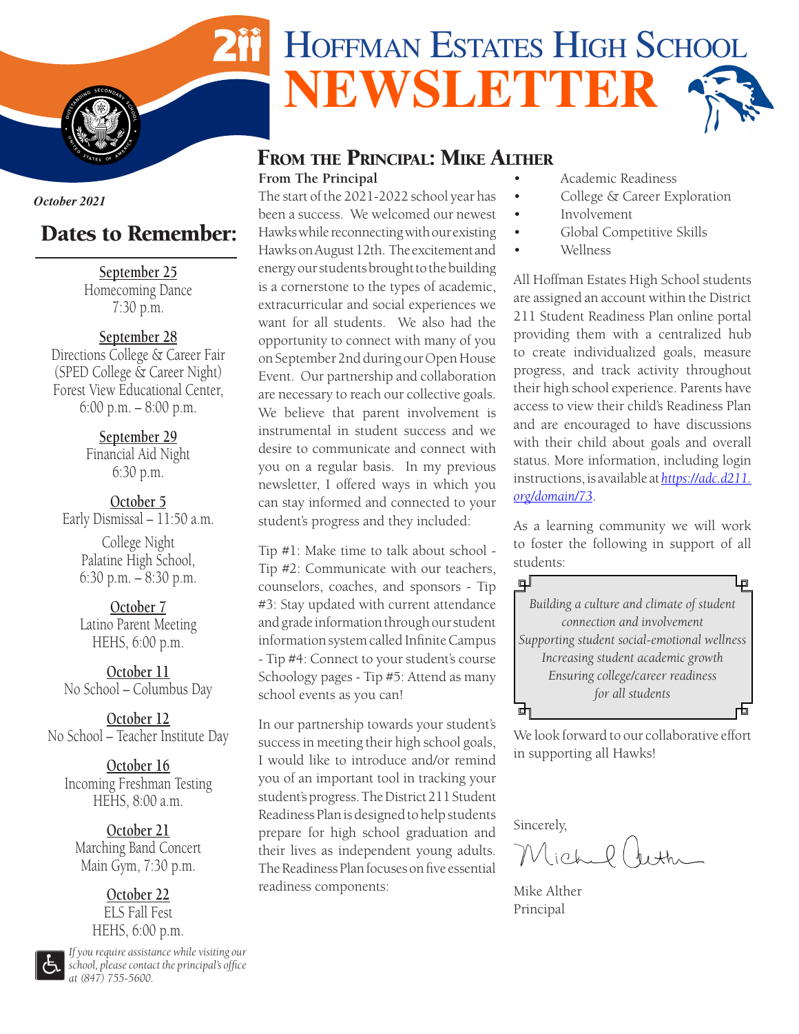# Hoffman Estates High School NEWSLETTER

*October 2021*

## Dates to Remember:

**September 25**
Homecoming Dance
7:30 p.m.

**September 28**
Directions College & Career Fair
(SPED College & Career Night)
Forest View Educational Center,
6:00 p.m. – 8:00 p.m.

**September 29**
Financial Aid Night
6:30 p.m.

**October 5**
Early Dismissal – 11:50 a.m.

College Night
Palatine High School,
6:30 p.m. – 8:30 p.m.

**October 7**
Latino Parent Meeting
HEHS, 6:00 p.m.

**October 11**
No School – Columbus Day

**October 12**
No School – Teacher Institute Day

**October 16**
Incoming Freshman Testing
HEHS, 8:00 a.m.

**October 21**
Marching Band Concert
Main Gym, 7:30 p.m.

**October 22**
ELS Fall Fest
HEHS, 6:00 p.m.

*If you require assistance while visiting our school, please contact the principal's office at (847) 755-5600.*

## From the Principal: Mike Alther

**From The Principal**

The start of the 2021-2022 school year has been a success. We welcomed our newest Hawks while reconnecting with our existing Hawks on August 12th. The excitement and energy our students brought to the building is a cornerstone to the types of academic, extracurricular and social experiences we want for all students. We also had the opportunity to connect with many of you on September 2nd during our Open House Event. Our partnership and collaboration are necessary to reach our collective goals. We believe that parent involvement is instrumental in student success and we desire to communicate and connect with you on a regular basis. In my previous newsletter, I offered ways in which you can stay informed and connected to your student's progress and they included:

Tip #1: Make time to talk about school - Tip #2: Communicate with our teachers, counselors, coaches, and sponsors - Tip #3: Stay updated with current attendance and grade information through our student information system called Infinite Campus - Tip #4: Connect to your student's course Schoology pages - Tip #5: Attend as many school events as you can!

In our partnership towards your student's success in meeting their high school goals, I would like to introduce and/or remind you of an important tool in tracking your student's progress. The District 211 Student Readiness Plan is designed to help students prepare for high school graduation and their lives as independent young adults. The Readiness Plan focuses on five essential readiness components:

- Academic Readiness
- College & Career Exploration
- Involvement
- Global Competitive Skills
- Wellness

All Hoffman Estates High School students are assigned an account within the District 211 Student Readiness Plan online portal providing them with a centralized hub to create individualized goals, measure progress, and track activity throughout their high school experience. Parents have access to view their child's Readiness Plan and are encouraged to have discussions with their child about goals and overall status. More information, including login instructions, is available at *https://adc.d211.org/domain/73*.

As a learning community we will work to foster the following in support of all students:

*Building a culture and climate of student connection and involvement*
*Supporting student social-emotional wellness*
*Increasing student academic growth*
*Ensuring college/career readiness for all students*

We look forward to our collaborative effort in supporting all Hawks!

Sincerely,

Mike Alther
Principal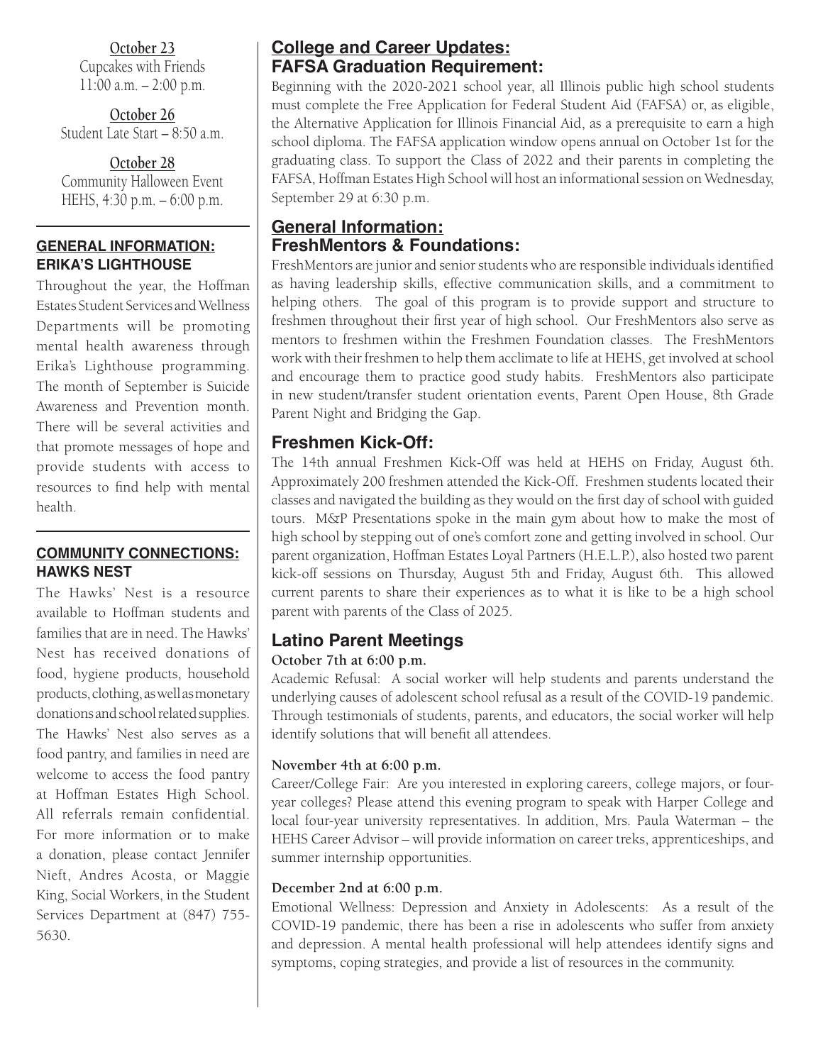**October 23**
Cupcakes with Friends
11:00 a.m. – 2:00 p.m.

**October 26**
Student Late Start – 8:50 a.m.

**October 28**
Community Halloween Event
HEHS, 4:30 p.m. – 6:00 p.m.

---

### GENERAL INFORMATION: ERIKA'S LIGHTHOUSE

Throughout the year, the Hoffman Estates Student Services and Wellness Departments will be promoting mental health awareness through Erika's Lighthouse programming. The month of September is Suicide Awareness and Prevention month. There will be several activities and that promote messages of hope and provide students with access to resources to find help with mental health.

---

### COMMUNITY CONNECTIONS: HAWKS NEST

The Hawks' Nest is a resource available to Hoffman students and families that are in need. The Hawks' Nest has received donations of food, hygiene products, household products, clothing, as well as monetary donations and school related supplies. The Hawks' Nest also serves as a food pantry, and families in need are welcome to access the food pantry at Hoffman Estates High School. All referrals remain confidential. For more information or to make a donation, please contact Jennifer Nieft, Andres Acosta, or Maggie King, Social Workers, in the Student Services Department at (847) 755-5630.

## College and Career Updates: FAFSA Graduation Requirement:

Beginning with the 2020-2021 school year, all Illinois public high school students must complete the Free Application for Federal Student Aid (FAFSA) or, as eligible, the Alternative Application for Illinois Financial Aid, as a prerequisite to earn a high school diploma. The FAFSA application window opens annual on October 1st for the graduating class. To support the Class of 2022 and their parents in completing the FAFSA, Hoffman Estates High School will host an informational session on Wednesday, September 29 at 6:30 p.m.

## General Information: FreshMentors & Foundations:

FreshMentors are junior and senior students who are responsible individuals identified as having leadership skills, effective communication skills, and a commitment to helping others. The goal of this program is to provide support and structure to freshmen throughout their first year of high school. Our FreshMentors also serve as mentors to freshmen within the Freshmen Foundation classes. The FreshMentors work with their freshmen to help them acclimate to life at HEHS, get involved at school and encourage them to practice good study habits. FreshMentors also participate in new student/transfer student orientation events, Parent Open House, 8th Grade Parent Night and Bridging the Gap.

## Freshmen Kick-Off:

The 14th annual Freshmen Kick-Off was held at HEHS on Friday, August 6th. Approximately 200 freshmen attended the Kick-Off. Freshmen students located their classes and navigated the building as they would on the first day of school with guided tours. M&P Presentations spoke in the main gym about how to make the most of high school by stepping out of one's comfort zone and getting involved in school. Our parent organization, Hoffman Estates Loyal Partners (H.E.L.P.), also hosted two parent kick-off sessions on Thursday, August 5th and Friday, August 6th. This allowed current parents to share their experiences as to what it is like to be a high school parent with parents of the Class of 2025.

## Latino Parent Meetings

**October 7th at 6:00 p.m.**

Academic Refusal: A social worker will help students and parents understand the underlying causes of adolescent school refusal as a result of the COVID-19 pandemic. Through testimonials of students, parents, and educators, the social worker will help identify solutions that will benefit all attendees.

**November 4th at 6:00 p.m.**

Career/College Fair: Are you interested in exploring careers, college majors, or four-year colleges? Please attend this evening program to speak with Harper College and local four-year university representatives. In addition, Mrs. Paula Waterman – the HEHS Career Advisor – will provide information on career treks, apprenticeships, and summer internship opportunities.

**December 2nd at 6:00 p.m.**

Emotional Wellness: Depression and Anxiety in Adolescents: As a result of the COVID-19 pandemic, there has been a rise in adolescents who suffer from anxiety and depression. A mental health professional will help attendees identify signs and symptoms, coping strategies, and provide a list of resources in the community.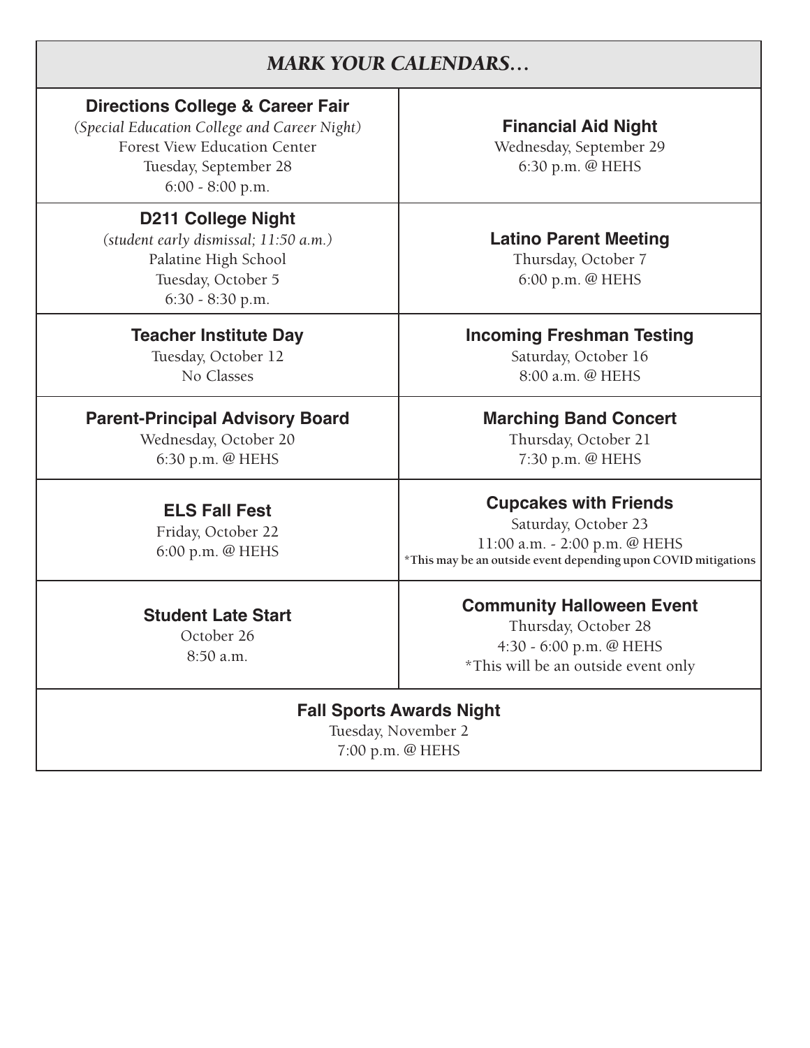## *MARK YOUR CALENDARS…*

**Directions College & Career Fair**
*(Special Education College and Career Night)*
Forest View Education Center
Tuesday, September 28
6:00 - 8:00 p.m.

**Financial Aid Night**
Wednesday, September 29
6:30 p.m. @ HEHS

**D211 College Night**
*(student early dismissal; 11:50 a.m.)*
Palatine High School
Tuesday, October 5
6:30 - 8:30 p.m.

**Latino Parent Meeting**
Thursday, October 7
6:00 p.m. @ HEHS

**Teacher Institute Day**
Tuesday, October 12
No Classes

**Incoming Freshman Testing**
Saturday, October 16
8:00 a.m. @ HEHS

**Parent-Principal Advisory Board**
Wednesday, October 20
6:30 p.m. @ HEHS

**Marching Band Concert**
Thursday, October 21
7:30 p.m. @ HEHS

**ELS Fall Fest**
Friday, October 22
6:00 p.m. @ HEHS

**Cupcakes with Friends**
Saturday, October 23
11:00 a.m. - 2:00 p.m. @ HEHS
**\*This may be an outside event depending upon COVID mitigations**

**Student Late Start**
October 26
8:50 a.m.

**Community Halloween Event**
Thursday, October 28
4:30 - 6:00 p.m. @ HEHS
*This will be an outside event only

**Fall Sports Awards Night**
Tuesday, November 2
7:00 p.m. @ HEHS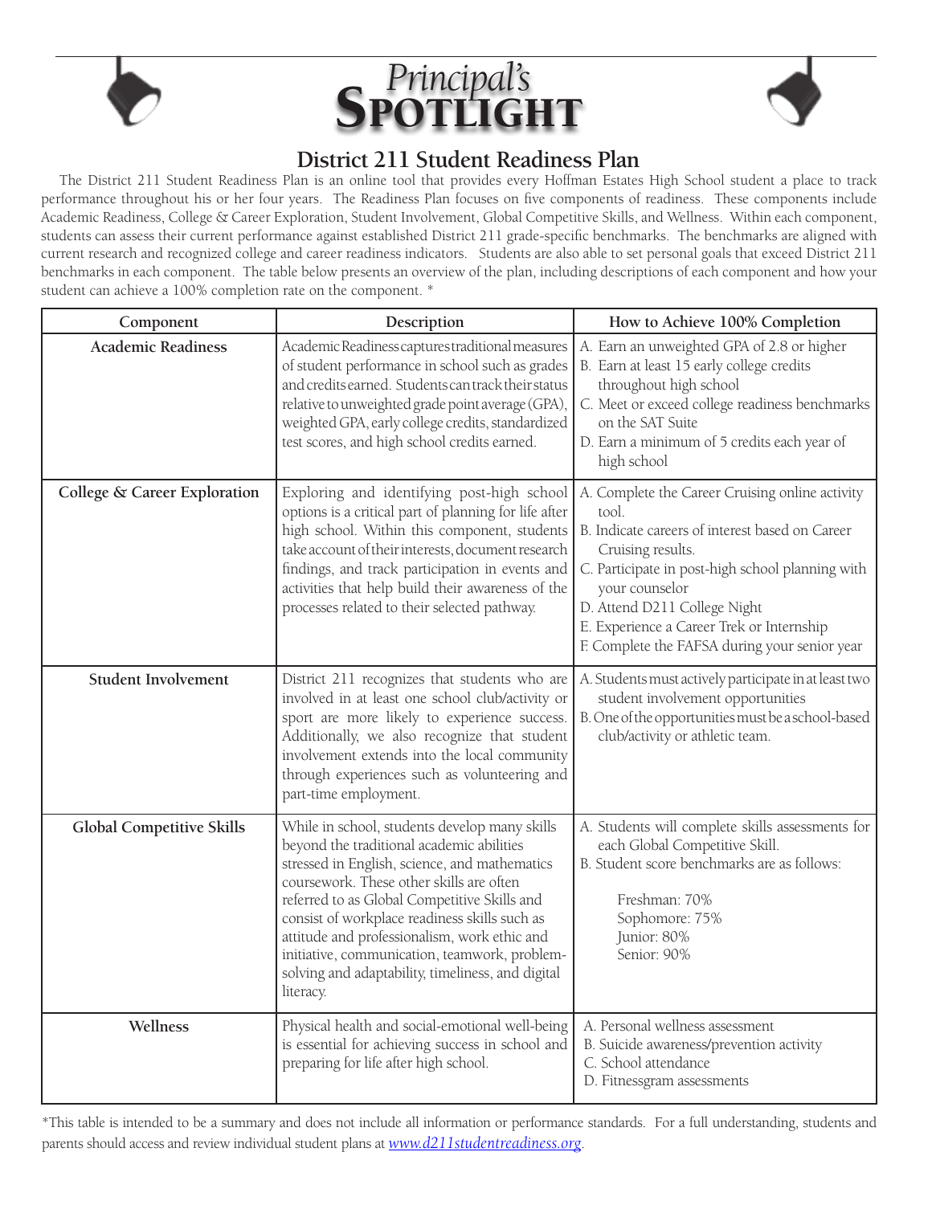# Principal's Spotlight

## District 211 Student Readiness Plan

The District 211 Student Readiness Plan is an online tool that provides every Hoffman Estates High School student a place to track performance throughout his or her four years. The Readiness Plan focuses on five components of readiness. These components include Academic Readiness, College & Career Exploration, Student Involvement, Global Competitive Skills, and Wellness. Within each component, students can assess their current performance against established District 211 grade-specific benchmarks. The benchmarks are aligned with current research and recognized college and career readiness indicators. Students are also able to set personal goals that exceed District 211 benchmarks in each component. The table below presents an overview of the plan, including descriptions of each component and how your student can achieve a 100% completion rate on the component. *

| Component | Description | How to Achieve 100% Completion |
|---|---|---|
| **Academic Readiness** | Academic Readiness captures traditional measures of student performance in school such as grades and credits earned. Students can track their status relative to unweighted grade point average (GPA), weighted GPA, early college credits, standardized test scores, and high school credits earned. | A. Earn an unweighted GPA of 2.8 or higher<br>B. Earn at least 15 early college credits throughout high school<br>C. Meet or exceed college readiness benchmarks on the SAT Suite<br>D. Earn a minimum of 5 credits each year of high school |
| **College & Career Exploration** | Exploring and identifying post-high school options is a critical part of planning for life after high school. Within this component, students take account of their interests, document research findings, and track participation in events and activities that help build their awareness of the processes related to their selected pathway. | A. Complete the Career Cruising online activity tool.<br>B. Indicate careers of interest based on Career Cruising results.<br>C. Participate in post-high school planning with your counselor<br>D. Attend D211 College Night<br>E. Experience a Career Trek or Internship<br>F. Complete the FAFSA during your senior year |
| **Student Involvement** | District 211 recognizes that students who are involved in at least one school club/activity or sport are more likely to experience success. Additionally, we also recognize that student involvement extends into the local community through experiences such as volunteering and part-time employment. | A. Students must actively participate in at least two student involvement opportunities<br>B. One of the opportunities must be a school-based club/activity or athletic team. |
| **Global Competitive Skills** | While in school, students develop many skills beyond the traditional academic abilities stressed in English, science, and mathematics coursework. These other skills are often referred to as Global Competitive Skills and consist of workplace readiness skills such as attitude and professionalism, work ethic and initiative, communication, teamwork, problem-solving and adaptability, timeliness, and digital literacy. | A. Students will complete skills assessments for each Global Competitive Skill.<br>B. Student score benchmarks are as follows:<br>Freshman: 70%<br>Sophomore: 75%<br>Junior: 80%<br>Senior: 90% |
| **Wellness** | Physical health and social-emotional well-being is essential for achieving success in school and preparing for life after high school. | A. Personal wellness assessment<br>B. Suicide awareness/prevention activity<br>C. School attendance<br>D. Fitnessgram assessments |

*This table is intended to be a summary and does not include all information or performance standards. For a full understanding, students and parents should access and review individual student plans at *www.d211studentreadiness.org*.